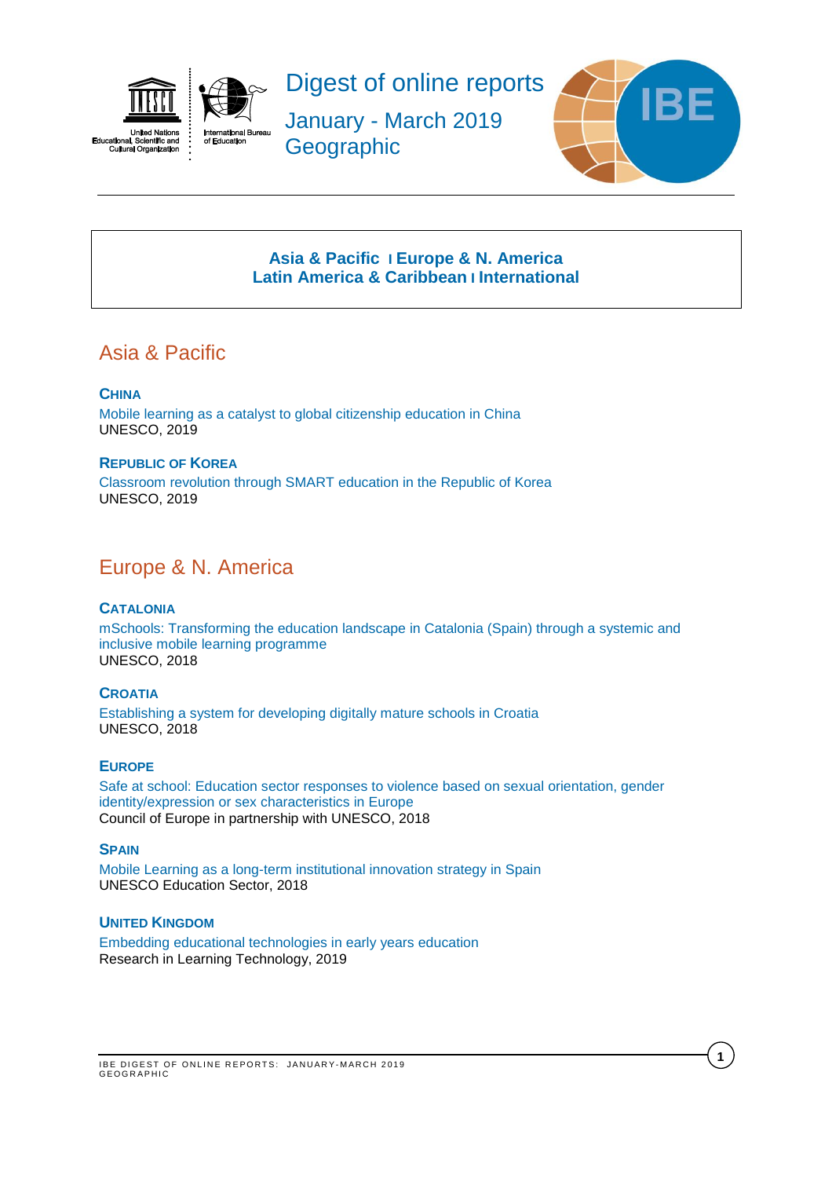# Digest of online reports

January - March 2019

Geographic

**Asia & Pacific** I **Europe & N. America**
**Latin America & Caribbean** I **International**

## Asia & Pacific

### China

Mobile learning as a catalyst to global citizenship education in China
UNESCO, 2019

### Republic of Korea

Classroom revolution through SMART education in the Republic of Korea
UNESCO, 2019

## Europe & N. America

### Catalonia

mSchools: Transforming the education landscape in Catalonia (Spain) through a systemic and inclusive mobile learning programme
UNESCO, 2018

### Croatia

Establishing a system for developing digitally mature schools in Croatia
UNESCO, 2018

### Europe

Safe at school: Education sector responses to violence based on sexual orientation, gender identity/expression or sex characteristics in Europe
Council of Europe in partnership with UNESCO, 2018

### Spain

Mobile Learning as a long-term institutional innovation strategy in Spain
UNESCO Education Sector, 2018

### United Kingdom

Embedding educational technologies in early years education
Research in Learning Technology, 2019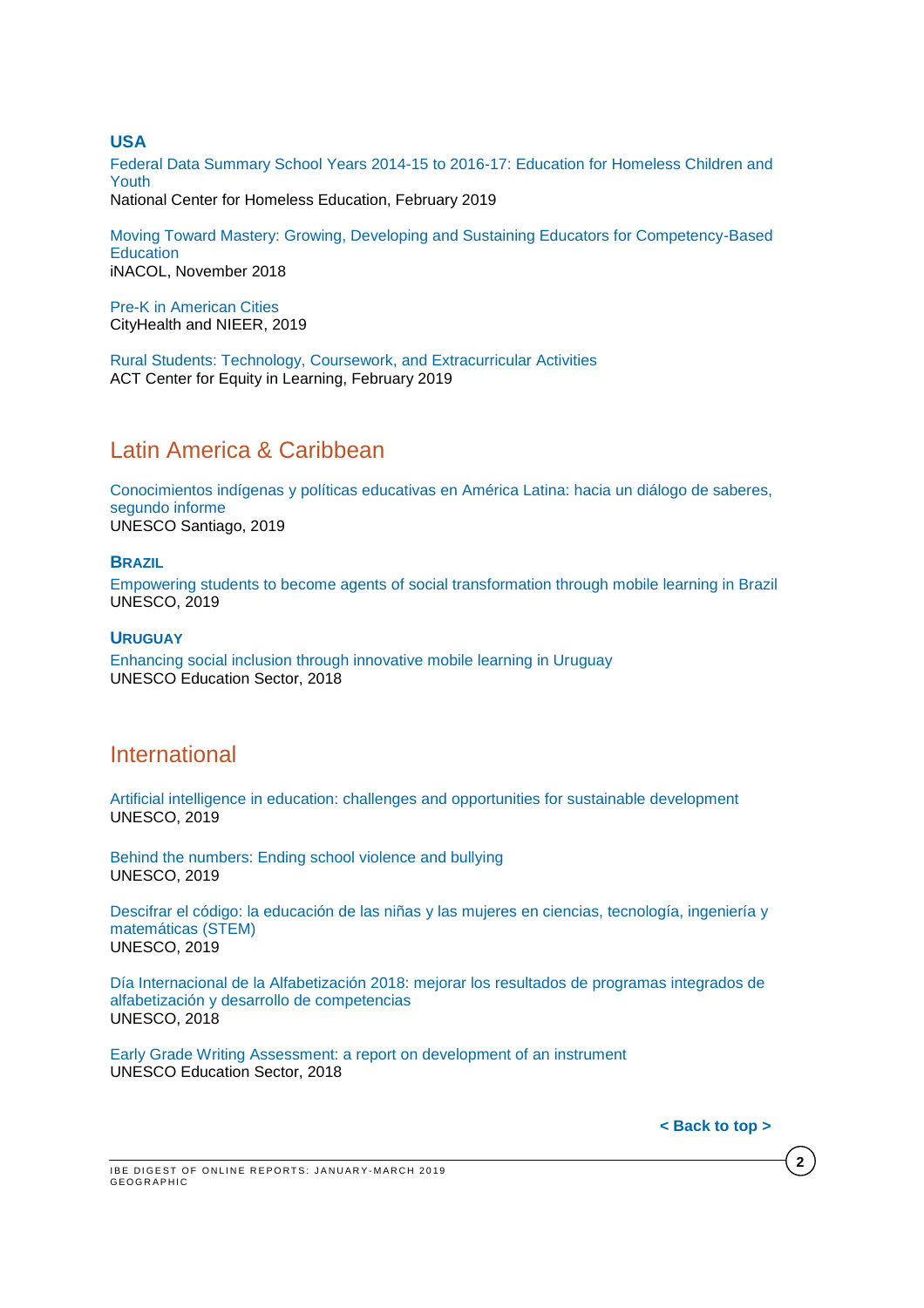### USA

Federal Data Summary School Years 2014-15 to 2016-17: Education for Homeless Children and Youth
National Center for Homeless Education, February 2019

Moving Toward Mastery: Growing, Developing and Sustaining Educators for Competency-Based Education
iNACOL, November 2018

Pre-K in American Cities
CityHealth and NIEER, 2019

Rural Students: Technology, Coursework, and Extracurricular Activities
ACT Center for Equity in Learning, February 2019

## Latin America & Caribbean

Conocimientos indígenas y políticas educativas en América Latina: hacia un diálogo de saberes, segundo informe
UNESCO Santiago, 2019

### Brazil

Empowering students to become agents of social transformation through mobile learning in Brazil
UNESCO, 2019

### Uruguay

Enhancing social inclusion through innovative mobile learning in Uruguay
UNESCO Education Sector, 2018

## International

Artificial intelligence in education: challenges and opportunities for sustainable development
UNESCO, 2019

Behind the numbers: Ending school violence and bullying
UNESCO, 2019

Descifrar el código: la educación de las niñas y las mujeres en ciencias, tecnología, ingeniería y matemáticas (STEM)
UNESCO, 2019

Día Internacional de la Alfabetización 2018: mejorar los resultados de programas integrados de alfabetización y desarrollo de competencias
UNESCO, 2018

Early Grade Writing Assessment: a report on development of an instrument
UNESCO Education Sector, 2018

**< Back to top >**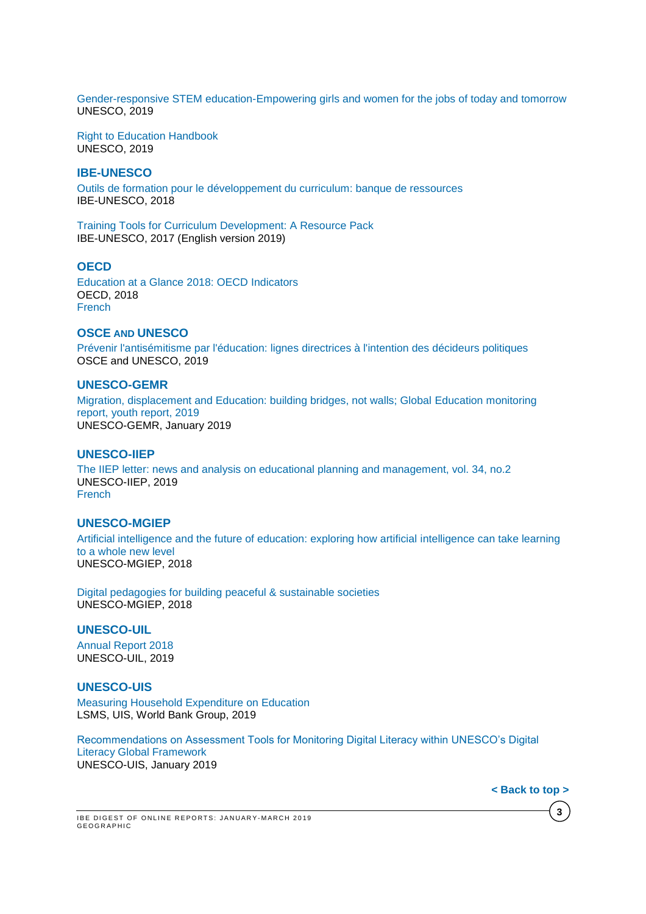Gender-responsive STEM education-Empowering girls and women for the jobs of today and tomorrow
UNESCO, 2019

Right to Education Handbook
UNESCO, 2019

### IBE-UNESCO

Outils de formation pour le développement du curriculum: banque de ressources
IBE-UNESCO, 2018

Training Tools for Curriculum Development: A Resource Pack
IBE-UNESCO, 2017 (English version 2019)

### OECD

Education at a Glance 2018: OECD Indicators
OECD, 2018
French

### OSCE and UNESCO

Prévenir l'antisémitisme par l'éducation: lignes directrices à l'intention des décideurs politiques
OSCE and UNESCO, 2019

### UNESCO-GEMR

Migration, displacement and Education: building bridges, not walls; Global Education monitoring report, youth report, 2019
UNESCO-GEMR, January 2019

### UNESCO-IIEP

The IIEP letter: news and analysis on educational planning and management, vol. 34, no.2
UNESCO-IIEP, 2019
French

### UNESCO-MGIEP

Artificial intelligence and the future of education: exploring how artificial intelligence can take learning to a whole new level
UNESCO-MGIEP, 2018

Digital pedagogies for building peaceful & sustainable societies
UNESCO-MGIEP, 2018

### UNESCO-UIL

Annual Report 2018
UNESCO-UIL, 2019

### UNESCO-UIS

Measuring Household Expenditure on Education
LSMS, UIS, World Bank Group, 2019

Recommendations on Assessment Tools for Monitoring Digital Literacy within UNESCO's Digital Literacy Global Framework
UNESCO-UIS, January 2019

**< Back to top >**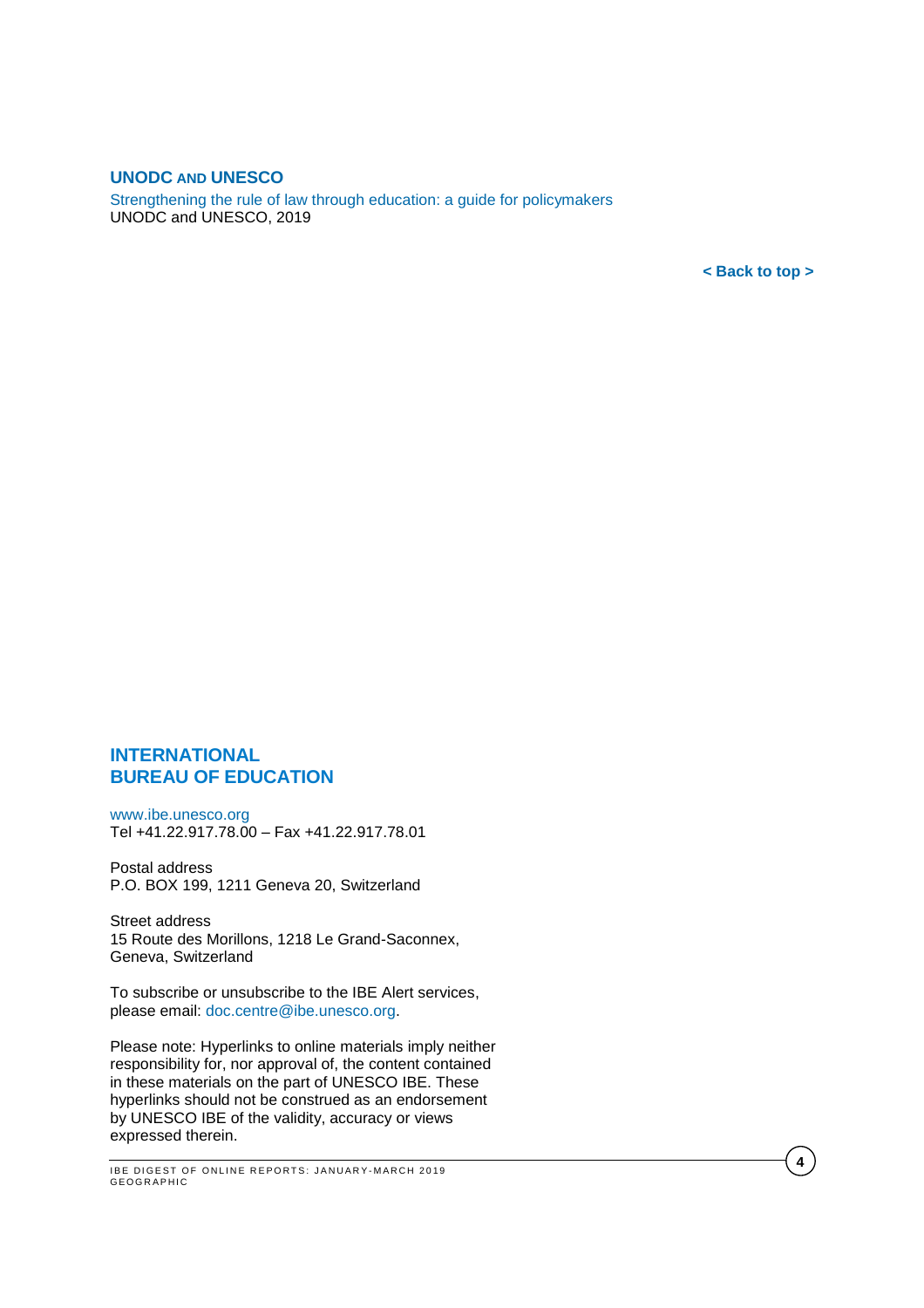### UNODC and UNESCO

Strengthening the rule of law through education: a guide for policymakers
UNODC and UNESCO, 2019

< Back to top >

## INTERNATIONAL BUREAU OF EDUCATION

www.ibe.unesco.org
Tel +41.22.917.78.00 – Fax +41.22.917.78.01

Postal address
P.O. BOX 199, 1211 Geneva 20, Switzerland

Street address
15 Route des Morillons, 1218 Le Grand-Saconnex, Geneva, Switzerland

To subscribe or unsubscribe to the IBE Alert services, please email: doc.centre@ibe.unesco.org.

Please note: Hyperlinks to online materials imply neither responsibility for, nor approval of, the content contained in these materials on the part of UNESCO IBE. These hyperlinks should not be construed as an endorsement by UNESCO IBE of the validity, accuracy or views expressed therein.